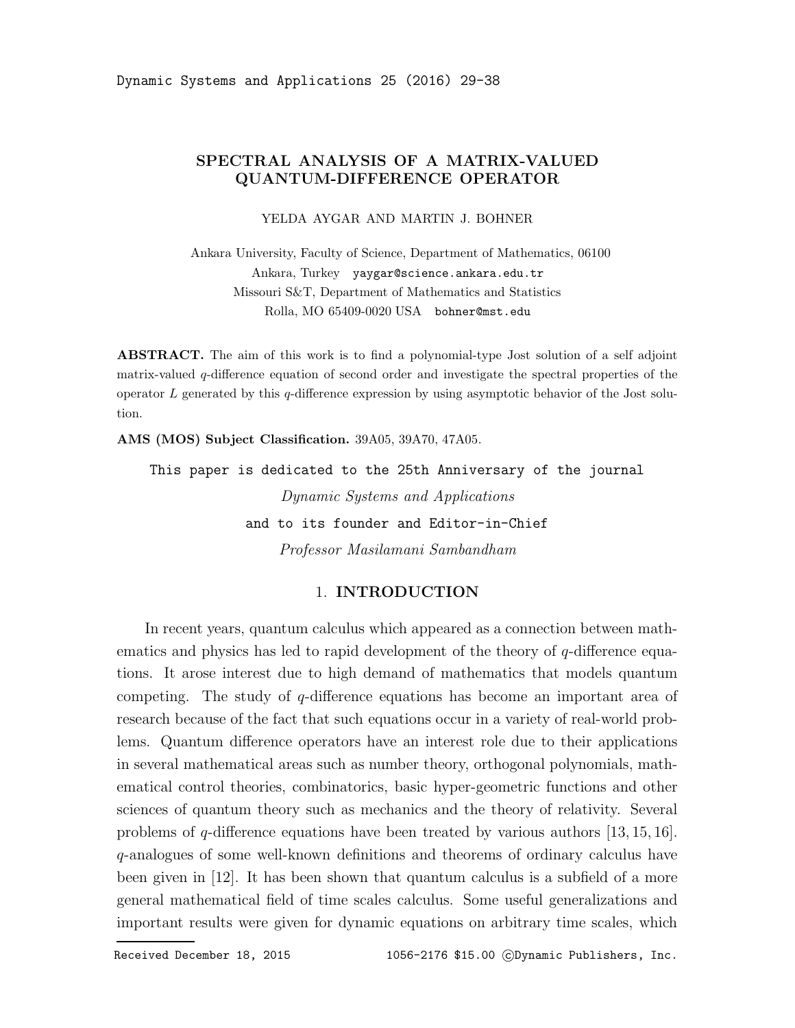# SPECTRAL ANALYSIS OF A MATRIX-VALUED QUANTUM-DIFFERENCE OPERATOR

YELDA AYGAR AND MARTIN J. BOHNER

Ankara University, Faculty of Science, Department of Mathematics, 06100
Ankara, Turkey yaygar@science.ankara.edu.tr
Missouri S&T, Department of Mathematics and Statistics
Rolla, MO 65409-0020 USA bohner@mst.edu

**ABSTRACT.** The aim of this work is to find a polynomial-type Jost solution of a self adjoint matrix-valued $q$-difference equation of second order and investigate the spectral properties of the operator $L$ generated by this $q$-difference expression by using asymptotic behavior of the Jost solution.

**AMS (MOS) Subject Classification.** 39A05, 39A70, 47A05.

This paper is dedicated to the 25th Anniversary of the journal
*Dynamic Systems and Applications*
and to its founder and Editor-in-Chief
*Professor Masilamani Sambandham*

## 1. INTRODUCTION

In recent years, quantum calculus which appeared as a connection between mathematics and physics has led to rapid development of the theory of $q$-difference equations. It arose interest due to high demand of mathematics that models quantum competing. The study of $q$-difference equations has become an important area of research because of the fact that such equations occur in a variety of real-world problems. Quantum difference operators have an interest role due to their applications in several mathematical areas such as number theory, orthogonal polynomials, mathematical control theories, combinatorics, basic hyper-geometric functions and other sciences of quantum theory such as mechanics and the theory of relativity. Several problems of $q$-difference equations have been treated by various authors [13, 15, 16]. $q$-analogues of some well-known definitions and theorems of ordinary calculus have been given in [12]. It has been shown that quantum calculus is a subfield of a more general mathematical field of time scales calculus. Some useful generalizations and important results were given for dynamic equations on arbitrary time scales, which

Received December 18, 2015 1056-2176 $15.00 ©Dynamic Publishers, Inc.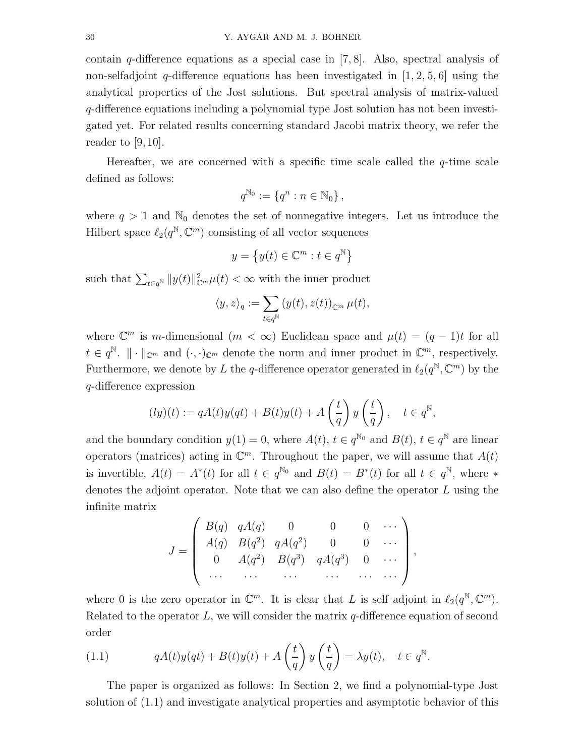contain $q$-difference equations as a special case in [7, 8]. Also, spectral analysis of non-selfadjoint $q$-difference equations has been investigated in [1, 2, 5, 6] using the analytical properties of the Jost solutions. But spectral analysis of matrix-valued $q$-difference equations including a polynomial type Jost solution has not been investigated yet. For related results concerning standard Jacobi matrix theory, we refer the reader to [9, 10].

Hereafter, we are concerned with a specific time scale called the $q$-time scale defined as follows:

$$q^{\mathbb{N}_0} := \{q^n : n \in \mathbb{N}_0\},$$

where $q > 1$ and $\mathbb{N}_0$ denotes the set of nonnegative integers. Let us introduce the Hilbert space $\ell_2(q^{\mathbb{N}}, \mathbb{C}^m)$ consisting of all vector sequences

$$y = \left\{y(t) \in \mathbb{C}^m : t \in q^{\mathbb{N}}\right\}$$

such that $\sum_{t \in q^{\mathbb{N}}} \|y(t)\|^2_{\mathbb{C}^m} \mu(t) < \infty$ with the inner product

$$\langle y, z \rangle_q := \sum_{t \in q^{\mathbb{N}}} (y(t), z(t))_{\mathbb{C}^m} \, \mu(t),$$

where $\mathbb{C}^m$ is $m$-dimensional ($m < \infty$) Euclidean space and $\mu(t) = (q-1)t$ for all $t \in q^{\mathbb{N}}$. $\|\cdot\|_{\mathbb{C}^m}$ and $(\cdot,\cdot)_{\mathbb{C}^m}$ denote the norm and inner product in $\mathbb{C}^m$, respectively. Furthermore, we denote by $L$ the $q$-difference operator generated in $\ell_2(q^{\mathbb{N}}, \mathbb{C}^m)$ by the $q$-difference expression

$$(ly)(t) := qA(t)y(qt) + B(t)y(t) + A\left(\frac{t}{q}\right) y\left(\frac{t}{q}\right), \quad t \in q^{\mathbb{N}},$$

and the boundary condition $y(1) = 0$, where $A(t)$, $t \in q^{\mathbb{N}_0}$ and $B(t)$, $t \in q^{\mathbb{N}}$ are linear operators (matrices) acting in $\mathbb{C}^m$. Throughout the paper, we will assume that $A(t)$ is invertible, $A(t) = A^*(t)$ for all $t \in q^{\mathbb{N}_0}$ and $B(t) = B^*(t)$ for all $t \in q^{\mathbb{N}}$, where $*$ denotes the adjoint operator. Note that we can also define the operator $L$ using the infinite matrix

$$J = \begin{pmatrix} B(q) & qA(q) & 0 & 0 & 0 & \cdots \\ A(q) & B(q^2) & qA(q^2) & 0 & 0 & \cdots \\ 0 & A(q^2) & B(q^3) & qA(q^3) & 0 & \cdots \\ \cdots & \cdots & \cdots & \cdots & \cdots & \cdots \end{pmatrix},$$

where $0$ is the zero operator in $\mathbb{C}^m$. It is clear that $L$ is self adjoint in $\ell_2(q^{\mathbb{N}}, \mathbb{C}^m)$. Related to the operator $L$, we will consider the matrix $q$-difference equation of second order

$$qA(t)y(qt) + B(t)y(t) + A\left(\frac{t}{q}\right) y\left(\frac{t}{q}\right) = \lambda y(t), \quad t \in q^{\mathbb{N}}. \tag{1.1}$$

The paper is organized as follows: In Section 2, we find a polynomial-type Jost solution of (1.1) and investigate analytical properties and asymptotic behavior of this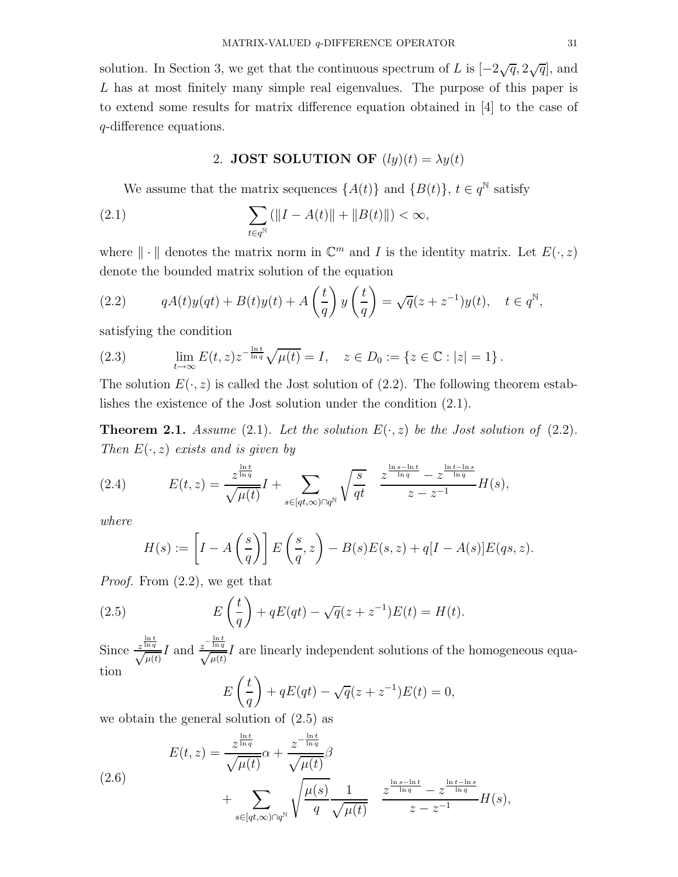solution. In Section 3, we get that the continuous spectrum of $L$ is $[-2\sqrt{q}, 2\sqrt{q}]$, and $L$ has at most finitely many simple real eigenvalues. The purpose of this paper is to extend some results for matrix difference equation obtained in [4] to the case of $q$-difference equations.

## 2. JOST SOLUTION OF $(ly)(t) = \lambda y(t)$

We assume that the matrix sequences $\{A(t)\}$ and $\{B(t)\}$, $t \in q^{\mathbb{N}}$ satisfy

$$\sum_{t \in q^{\mathbb{N}}} (\|I - A(t)\| + \|B(t)\|) < \infty, \tag{2.1}$$

where $\|\cdot\|$ denotes the matrix norm in $\mathbb{C}^m$ and $I$ is the identity matrix. Let $E(\cdot, z)$ denote the bounded matrix solution of the equation

$$qA(t)y(qt) + B(t)y(t) + A\left(\frac{t}{q}\right) y\left(\frac{t}{q}\right) = \sqrt{q}(z + z^{-1})y(t), \quad t \in q^{\mathbb{N}}, \tag{2.2}$$

satisfying the condition

$$\lim_{t \to \infty} E(t, z) z^{-\frac{\ln t}{\ln q}} \sqrt{\mu(t)} = I, \quad z \in D_0 := \{z \in \mathbb{C} : |z| = 1\}. \tag{2.3}$$

The solution $E(\cdot, z)$ is called the Jost solution of (2.2). The following theorem establishes the existence of the Jost solution under the condition (2.1).

**Theorem 2.1.** *Assume* (2.1). *Let the solution $E(\cdot, z)$ be the Jost solution of* (2.2). *Then $E(\cdot, z)$ exists and is given by*

$$E(t, z) = \frac{z^{\frac{\ln t}{\ln q}}}{\sqrt{\mu(t)}} I + \sum_{s \in [qt, \infty) \cap q^{\mathbb{N}}} \sqrt{\frac{s}{qt}} \quad \frac{z^{\frac{\ln s - \ln t}{\ln q}} - z^{\frac{\ln t - \ln s}{\ln q}}}{z - z^{-1}} H(s), \tag{2.4}$$

*where*

$$H(s) := \left[I - A\left(\frac{s}{q}\right)\right] E\left(\frac{s}{q}, z\right) - B(s)E(s, z) + q[I - A(s)]E(qs, z).$$

*Proof.* From (2.2), we get that

$$E\left(\frac{t}{q}\right) + qE(qt) - \sqrt{q}(z + z^{-1})E(t) = H(t). \tag{2.5}$$

Since $\frac{z^{\frac{\ln t}{\ln q}}}{\sqrt{\mu(t)}} I$ and $\frac{z^{-\frac{\ln t}{\ln q}}}{\sqrt{\mu(t)}} I$ are linearly independent solutions of the homogeneous equation

$$E\left(\frac{t}{q}\right) + qE(qt) - \sqrt{q}(z + z^{-1})E(t) = 0,$$

we obtain the general solution of (2.5) as

$$\begin{aligned} E(t, z) &= \frac{z^{\frac{\ln t}{\ln q}}}{\sqrt{\mu(t)}} \alpha + \frac{z^{-\frac{\ln t}{\ln q}}}{\sqrt{\mu(t)}} \beta \\ &\quad + \sum_{s \in [qt, \infty) \cap q^{\mathbb{N}}} \sqrt{\frac{\mu(s)}{q}} \frac{1}{\sqrt{\mu(t)}} \quad \frac{z^{\frac{\ln s - \ln t}{\ln q}} - z^{\frac{\ln t - \ln s}{\ln q}}}{z - z^{-1}} H(s), \end{aligned} \tag{2.6}$$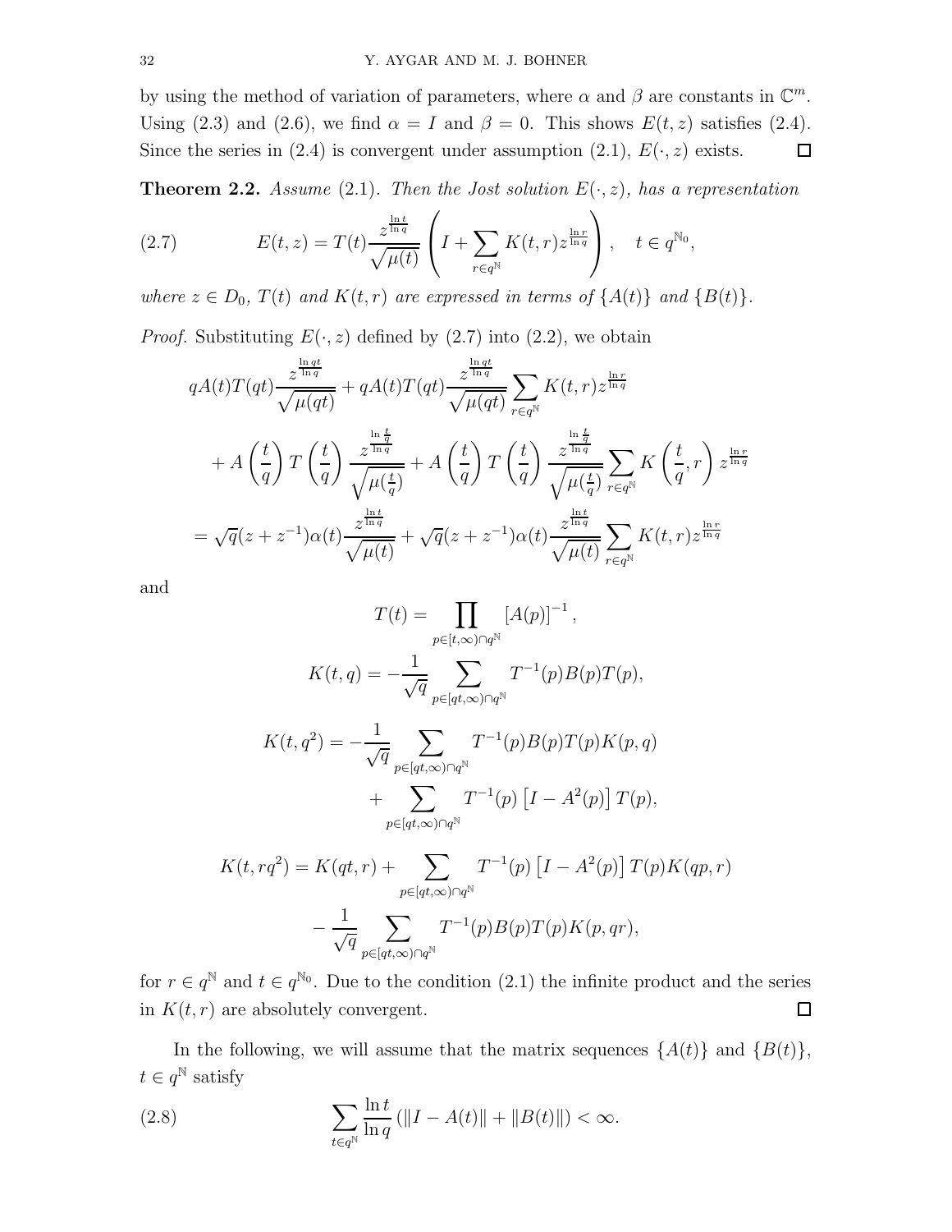by using the method of variation of parameters, where $\alpha$ and $\beta$ are constants in $\mathbb{C}^m$. Using (2.3) and (2.6), we find $\alpha = I$ and $\beta = 0$. This shows $E(t,z)$ satisfies (2.4). Since the series in (2.4) is convergent under assumption (2.1), $E(\cdot, z)$ exists. $\square$

**Theorem 2.2.** *Assume* (2.1). *Then the Jost solution* $E(\cdot, z)$, *has a representation*

$$E(t,z) = T(t)\frac{z^{\frac{\ln t}{\ln q}}}{\sqrt{\mu(t)}}\left(I + \sum_{r\in q^{\mathbb{N}}} K(t,r) z^{\frac{\ln r}{\ln q}}\right), \quad t \in q^{\mathbb{N}_0}, \tag{2.7}$$

*where* $z \in D_0$, $T(t)$ *and* $K(t,r)$ *are expressed in terms of* $\{A(t)\}$ *and* $\{B(t)\}$.

*Proof.* Substituting $E(\cdot, z)$ defined by (2.7) into (2.2), we obtain

$$\begin{aligned}
&qA(t)T(qt)\frac{z^{\frac{\ln qt}{\ln q}}}{\sqrt{\mu(qt)}} + qA(t)T(qt)\frac{z^{\frac{\ln qt}{\ln q}}}{\sqrt{\mu(qt)}}\sum_{r\in q^{\mathbb{N}}} K(t,r)z^{\frac{\ln r}{\ln q}} \\
&+ A\left(\frac{t}{q}\right)T\left(\frac{t}{q}\right)\frac{z^{\frac{\ln \frac{t}{q}}{\ln q}}}{\sqrt{\mu(\frac{t}{q})}} + A\left(\frac{t}{q}\right)T\left(\frac{t}{q}\right)\frac{z^{\frac{\ln \frac{t}{q}}{\ln q}}}{\sqrt{\mu(\frac{t}{q})}}\sum_{r\in q^{\mathbb{N}}} K\left(\frac{t}{q},r\right)z^{\frac{\ln r}{\ln q}} \\
&= \sqrt{q}(z+z^{-1})\alpha(t)\frac{z^{\frac{\ln t}{\ln q}}}{\sqrt{\mu(t)}} + \sqrt{q}(z+z^{-1})\alpha(t)\frac{z^{\frac{\ln t}{\ln q}}}{\sqrt{\mu(t)}}\sum_{r\in q^{\mathbb{N}}} K(t,r)z^{\frac{\ln r}{\ln q}}
\end{aligned}$$

and

$$\begin{aligned}
T(t) &= \prod_{p\in[t,\infty)\cap q^{\mathbb{N}}} [A(p)]^{-1}, \\
K(t,q) &= -\frac{1}{\sqrt{q}}\sum_{p\in[qt,\infty)\cap q^{\mathbb{N}}} T^{-1}(p)B(p)T(p), \\
K(t,q^2) &= -\frac{1}{\sqrt{q}}\sum_{p\in[qt,\infty)\cap q^{\mathbb{N}}} T^{-1}(p)B(p)T(p)K(p,q) \\
&\quad + \sum_{p\in[qt,\infty)\cap q^{\mathbb{N}}} T^{-1}(p)\left[I - A^2(p)\right]T(p), \\
K(t,rq^2) &= K(qt,r) + \sum_{p\in[qt,\infty)\cap q^{\mathbb{N}}} T^{-1}(p)\left[I - A^2(p)\right]T(p)K(qp,r) \\
&\quad - \frac{1}{\sqrt{q}}\sum_{p\in[qt,\infty)\cap q^{\mathbb{N}}} T^{-1}(p)B(p)T(p)K(p,qr),
\end{aligned}$$

for $r \in q^{\mathbb{N}}$ and $t \in q^{\mathbb{N}_0}$. Due to the condition (2.1) the infinite product and the series in $K(t,r)$ are absolutely convergent. $\square$

In the following, we will assume that the matrix sequences $\{A(t)\}$ and $\{B(t)\}$, $t \in q^{\mathbb{N}}$ satisfy

$$\sum_{t\in q^{\mathbb{N}}} \frac{\ln t}{\ln q}\left(\|I - A(t)\| + \|B(t)\|\right) < \infty. \tag{2.8}$$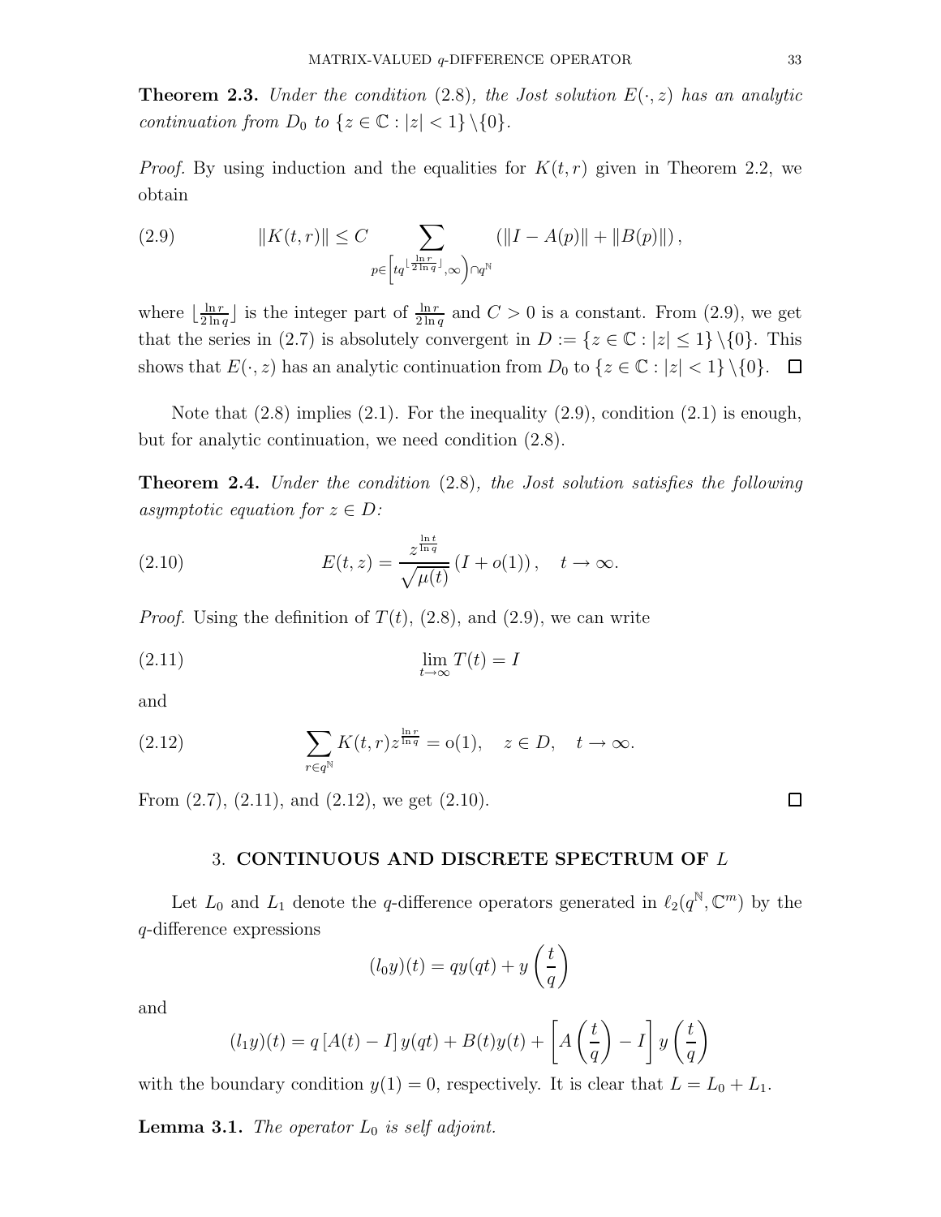**Theorem 2.3.** *Under the condition* (2.8)*, the Jost solution $E(\cdot, z)$ has an analytic continuation from $D_0$ to $\{z \in \mathbb{C} : |z| < 1\} \setminus \{0\}$.*

*Proof.* By using induction and the equalities for $K(t, r)$ given in Theorem 2.2, we obtain

$$\|K(t,r)\| \leq C \sum_{p \in \left[tq^{\lfloor \frac{\ln r}{2 \ln q} \rfloor}, \infty\right) \cap q^{\mathbb{N}}} \left(\|I - A(p)\| + \|B(p)\|\right), \tag{2.9}$$

where $\lfloor \frac{\ln r}{2 \ln q} \rfloor$ is the integer part of $\frac{\ln r}{2 \ln q}$ and $C > 0$ is a constant. From (2.9), we get that the series in (2.7) is absolutely convergent in $D := \{z \in \mathbb{C} : |z| \leq 1\} \setminus \{0\}$. This shows that $E(\cdot, z)$ has an analytic continuation from $D_0$ to $\{z \in \mathbb{C} : |z| < 1\} \setminus \{0\}$. $\square$

Note that (2.8) implies (2.1). For the inequality (2.9), condition (2.1) is enough, but for analytic continuation, we need condition (2.8).

**Theorem 2.4.** *Under the condition* (2.8)*, the Jost solution satisfies the following asymptotic equation for $z \in D$:*

$$E(t,z) = \frac{z^{\frac{\ln t}{\ln q}}}{\sqrt{\mu(t)}} \left(I + o(1)\right), \quad t \to \infty. \tag{2.10}$$

*Proof.* Using the definition of $T(t)$, (2.8), and (2.9), we can write

$$\lim_{t \to \infty} T(t) = I \tag{2.11}$$

and

$$\sum_{r \in q^{\mathbb{N}}} K(t,r) z^{\frac{\ln r}{\ln q}} = \mathrm{o}(1), \quad z \in D, \quad t \to \infty. \tag{2.12}$$

From (2.7), (2.11), and (2.12), we get (2.10). $\square$

## 3. CONTINUOUS AND DISCRETE SPECTRUM OF $L$

Let $L_0$ and $L_1$ denote the $q$-difference operators generated in $\ell_2(q^{\mathbb{N}}, \mathbb{C}^m)$ by the $q$-difference expressions

$$(l_0 y)(t) = q y(qt) + y\left(\frac{t}{q}\right)$$

and

$$(l_1 y)(t) = q\left[A(t) - I\right] y(qt) + B(t) y(t) + \left[A\left(\frac{t}{q}\right) - I\right] y\left(\frac{t}{q}\right)$$

with the boundary condition $y(1) = 0$, respectively. It is clear that $L = L_0 + L_1$.

**Lemma 3.1.** *The operator $L_0$ is self adjoint.*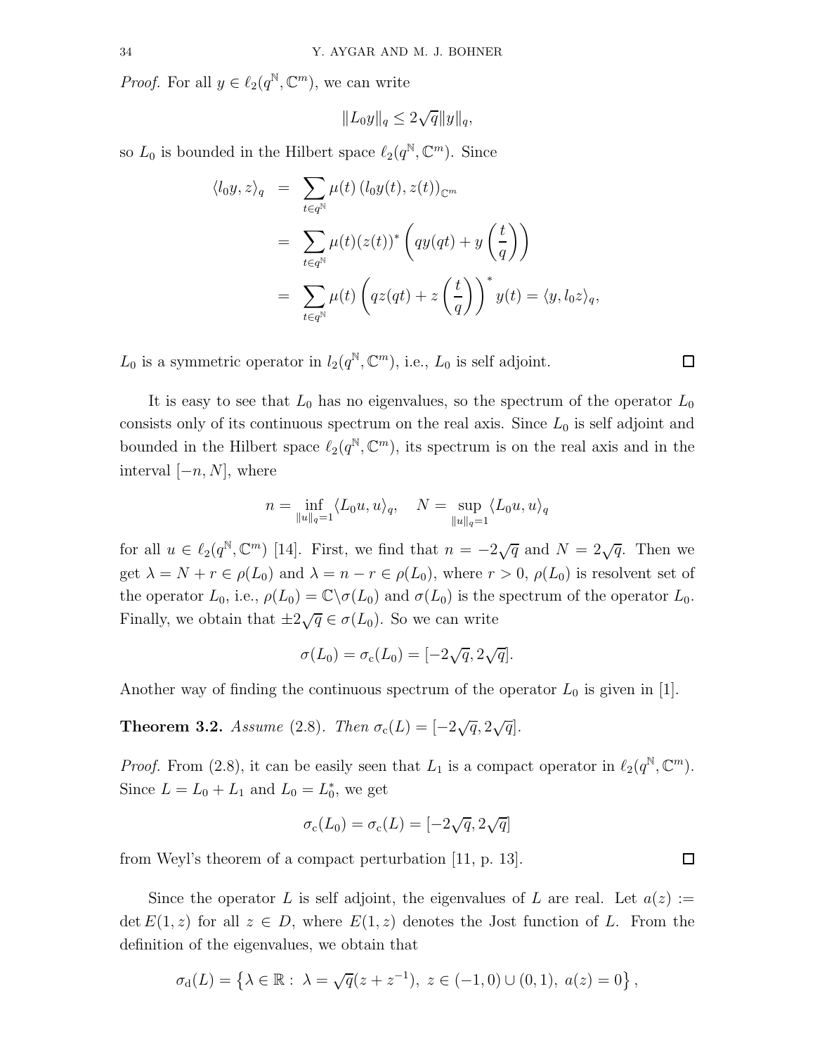*Proof.* For all $y \in \ell_2(q^{\mathbb{N}}, \mathbb{C}^m)$, we can write

$$\|L_0 y\|_q \leq 2\sqrt{q}\|y\|_q,$$

so $L_0$ is bounded in the Hilbert space $\ell_2(q^{\mathbb{N}}, \mathbb{C}^m)$. Since

$$\begin{aligned}
\langle l_0 y, z \rangle_q &= \sum_{t \in q^{\mathbb{N}}} \mu(t) \left(l_0 y(t), z(t)\right)_{\mathbb{C}^m} \\
&= \sum_{t \in q^{\mathbb{N}}} \mu(t) (z(t))^* \left( q y(qt) + y\left(\frac{t}{q}\right) \right) \\
&= \sum_{t \in q^{\mathbb{N}}} \mu(t) \left( q z(qt) + z\left(\frac{t}{q}\right) \right)^* y(t) = \langle y, l_0 z \rangle_q,
\end{aligned}$$

$L_0$ is a symmetric operator in $l_2(q^{\mathbb{N}}, \mathbb{C}^m)$, i.e., $L_0$ is self adjoint. $\square$

It is easy to see that $L_0$ has no eigenvalues, so the spectrum of the operator $L_0$ consists only of its continuous spectrum on the real axis. Since $L_0$ is self adjoint and bounded in the Hilbert space $\ell_2(q^{\mathbb{N}}, \mathbb{C}^m)$, its spectrum is on the real axis and in the interval $[-n, N]$, where

$$n = \inf_{\|u\|_q = 1} \langle L_0 u, u \rangle_q, \quad N = \sup_{\|u\|_q = 1} \langle L_0 u, u \rangle_q$$

for all $u \in \ell_2(q^{\mathbb{N}}, \mathbb{C}^m)$ [14]. First, we find that $n = -2\sqrt{q}$ and $N = 2\sqrt{q}$. Then we get $\lambda = N + r \in \rho(L_0)$ and $\lambda = n - r \in \rho(L_0)$, where $r > 0$, $\rho(L_0)$ is resolvent set of the operator $L_0$, i.e., $\rho(L_0) = \mathbb{C} \backslash \sigma(L_0)$ and $\sigma(L_0)$ is the spectrum of the operator $L_0$. Finally, we obtain that $\pm 2\sqrt{q} \in \sigma(L_0)$. So we can write

$$\sigma(L_0) = \sigma_{\mathrm{c}}(L_0) = [-2\sqrt{q}, 2\sqrt{q}].$$

Another way of finding the continuous spectrum of the operator $L_0$ is given in [1].

**Theorem 3.2.** *Assume* (2.8). *Then* $\sigma_{\mathrm{c}}(L) = [-2\sqrt{q}, 2\sqrt{q}]$.

*Proof.* From (2.8), it can be easily seen that $L_1$ is a compact operator in $\ell_2(q^{\mathbb{N}}, \mathbb{C}^m)$. Since $L = L_0 + L_1$ and $L_0 = L_0^*$, we get

$$\sigma_{\mathrm{c}}(L_0) = \sigma_{\mathrm{c}}(L) = [-2\sqrt{q}, 2\sqrt{q}]$$

from Weyl's theorem of a compact perturbation [11, p. 13]. $\square$

Since the operator $L$ is self adjoint, the eigenvalues of $L$ are real. Let $a(z) := \det E(1, z)$ for all $z \in D$, where $E(1, z)$ denotes the Jost function of $L$. From the definition of the eigenvalues, we obtain that

$$\sigma_{\mathrm{d}}(L) = \left\{ \lambda \in \mathbb{R} : \ \lambda = \sqrt{q}(z + z^{-1}), \ z \in (-1, 0) \cup (0, 1), \ a(z) = 0 \right\},$$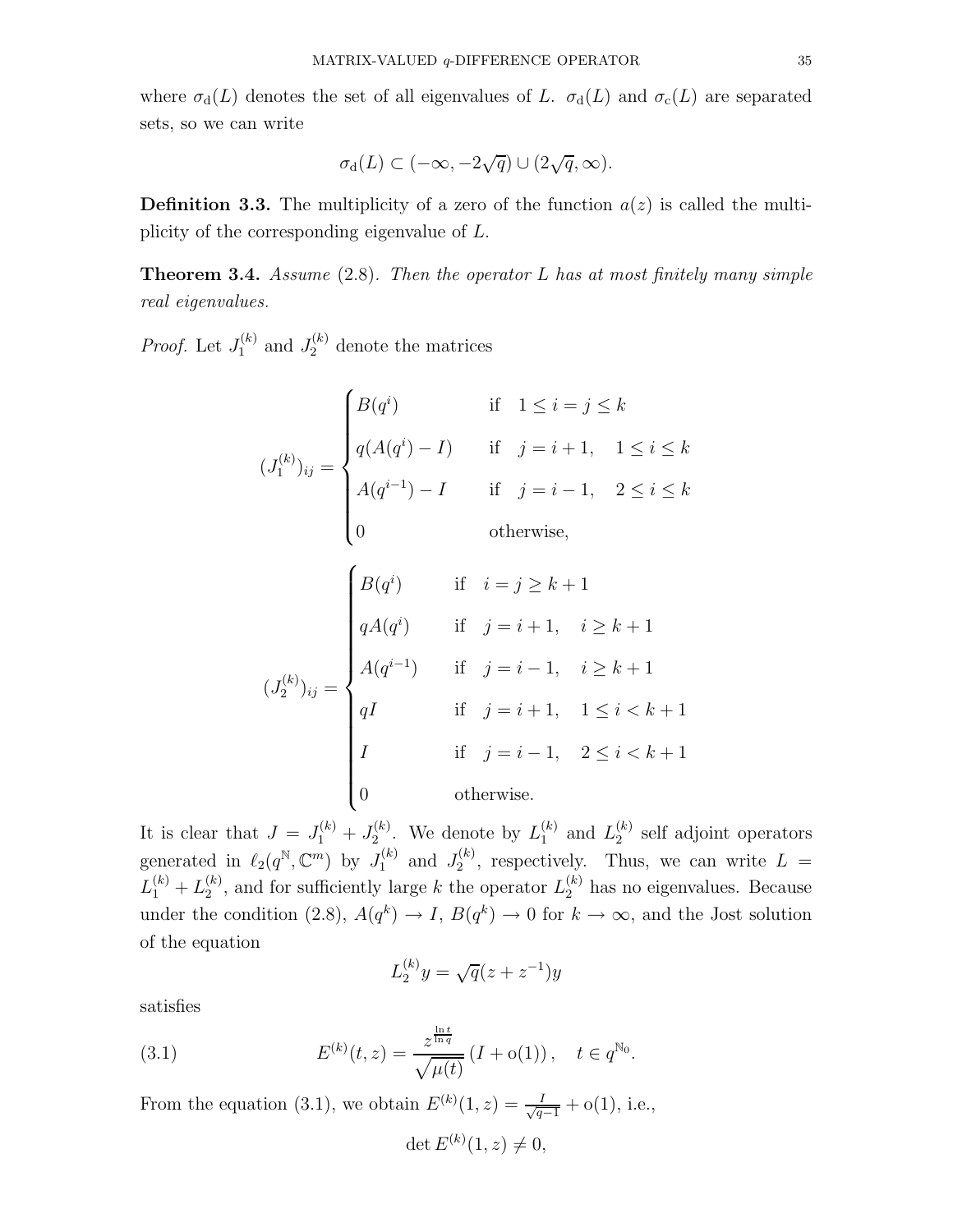where $\sigma_{\rm d}(L)$ denotes the set of all eigenvalues of $L$. $\sigma_{\rm d}(L)$ and $\sigma_{\rm c}(L)$ are separated sets, so we can write

$$\sigma_{\rm d}(L) \subset (-\infty, -2\sqrt{q}) \cup (2\sqrt{q}, \infty).$$

**Definition 3.3.** The multiplicity of a zero of the function $a(z)$ is called the multiplicity of the corresponding eigenvalue of $L$.

**Theorem 3.4.** *Assume* (2.8). *Then the operator $L$ has at most finitely many simple real eigenvalues.*

*Proof.* Let $J_1^{(k)}$ and $J_2^{(k)}$ denote the matrices

$$(J_1^{(k)})_{ij} = \begin{cases} B(q^i) & \text{if} \quad 1 \leq i = j \leq k \\ q(A(q^i) - I) & \text{if} \quad j = i+1, \quad 1 \leq i \leq k \\ A(q^{i-1}) - I & \text{if} \quad j = i-1, \quad 2 \leq i \leq k \\ 0 & \text{otherwise,} \end{cases}$$

$$(J_2^{(k)})_{ij} = \begin{cases} B(q^i) & \text{if} \quad i = j \geq k+1 \\ qA(q^i) & \text{if} \quad j = i+1, \quad i \geq k+1 \\ A(q^{i-1}) & \text{if} \quad j = i-1, \quad i \geq k+1 \\ qI & \text{if} \quad j = i+1, \quad 1 \leq i < k+1 \\ I & \text{if} \quad j = i-1, \quad 2 \leq i < k+1 \\ 0 & \text{otherwise.} \end{cases}$$

It is clear that $J = J_1^{(k)} + J_2^{(k)}$. We denote by $L_1^{(k)}$ and $L_2^{(k)}$ self adjoint operators generated in $\ell_2(q^{\mathbb{N}}, \mathbb{C}^m)$ by $J_1^{(k)}$ and $J_2^{(k)}$, respectively. Thus, we can write $L = L_1^{(k)} + L_2^{(k)}$, and for sufficiently large $k$ the operator $L_2^{(k)}$ has no eigenvalues. Because under the condition (2.8), $A(q^k) \to I$, $B(q^k) \to 0$ for $k \to \infty$, and the Jost solution of the equation

$$L_2^{(k)} y = \sqrt{q}(z + z^{-1}) y$$

satisfies

$$E^{(k)}(t, z) = \frac{z^{\frac{\ln t}{\ln q}}}{\sqrt{\mu(t)}} \left( I + {\rm o}(1) \right), \quad t \in q^{\mathbb{N}_0}. \tag{3.1}$$

From the equation (3.1), we obtain $E^{(k)}(1, z) = \frac{I}{\sqrt{q-1}} + {\rm o}(1)$, i.e.,

$$\det E^{(k)}(1, z) \neq 0,$$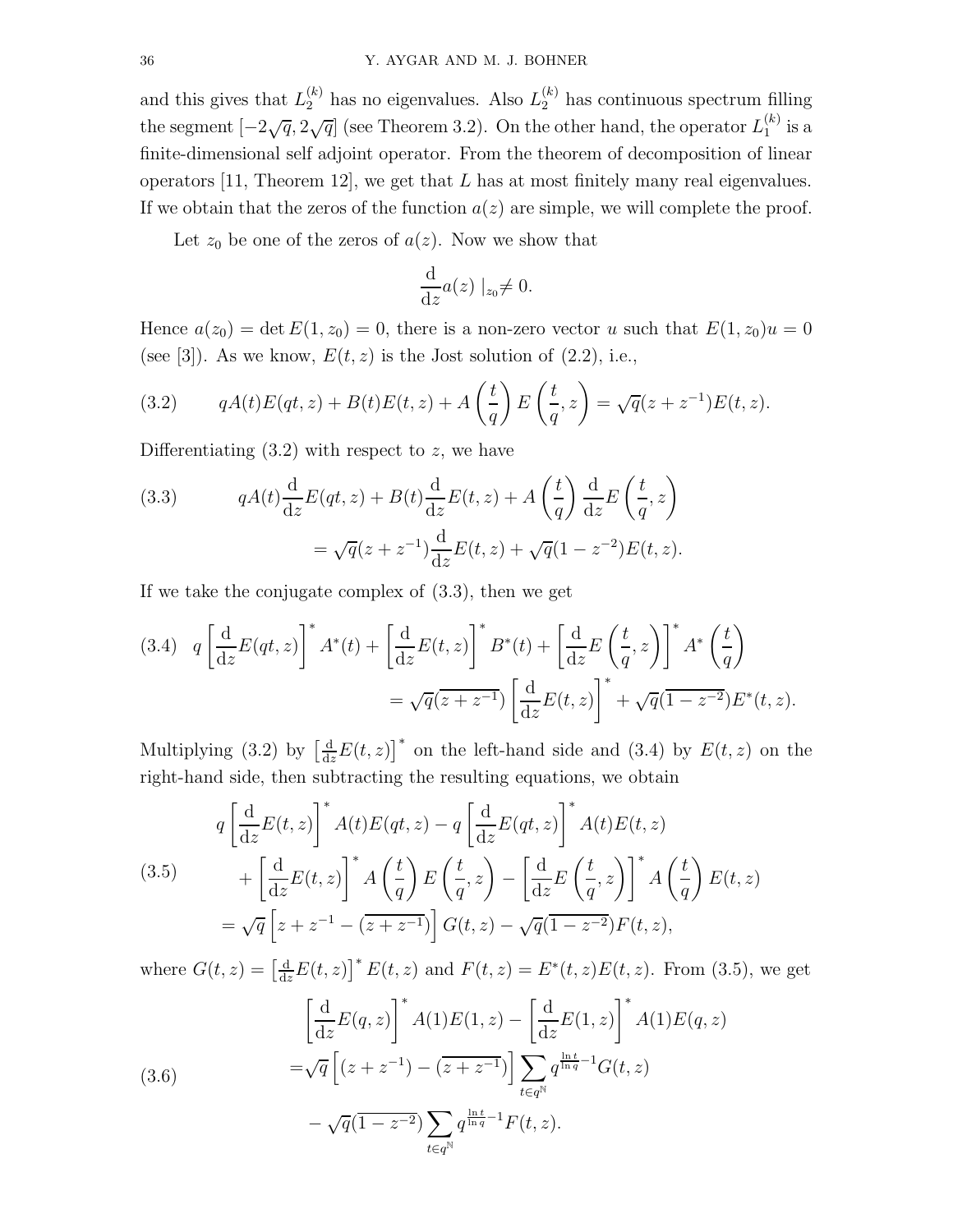and this gives that $L_2^{(k)}$ has no eigenvalues. Also $L_2^{(k)}$ has continuous spectrum filling the segment $[-2\sqrt{q}, 2\sqrt{q}]$ (see Theorem 3.2). On the other hand, the operator $L_1^{(k)}$ is a finite-dimensional self adjoint operator. From the theorem of decomposition of linear operators [11, Theorem 12], we get that $L$ has at most finitely many real eigenvalues. If we obtain that the zeros of the function $a(z)$ are simple, we will complete the proof.

Let $z_0$ be one of the zeros of $a(z)$. Now we show that

$$\frac{\mathrm{d}}{\mathrm{d}z}a(z)\mid_{z_0} \neq 0.$$

Hence $a(z_0) = \det E(1, z_0) = 0$, there is a non-zero vector $u$ such that $E(1, z_0)u = 0$ (see [3]). As we know, $E(t, z)$ is the Jost solution of (2.2), i.e.,

$$qA(t)E(qt, z) + B(t)E(t, z) + A\left(\frac{t}{q}\right)E\left(\frac{t}{q}, z\right) = \sqrt{q}(z + z^{-1})E(t, z). \tag{3.2}$$

Differentiating (3.2) with respect to $z$, we have

$$\begin{aligned} qA(t)\frac{\mathrm{d}}{\mathrm{d}z}E(qt, z) + B(t)\frac{\mathrm{d}}{\mathrm{d}z}E(t, z) + A\left(\frac{t}{q}\right)\frac{\mathrm{d}}{\mathrm{d}z}E\left(\frac{t}{q}, z\right) \\ = \sqrt{q}(z + z^{-1})\frac{\mathrm{d}}{\mathrm{d}z}E(t, z) + \sqrt{q}(1 - z^{-2})E(t, z). \end{aligned} \tag{3.3}$$

If we take the conjugate complex of (3.3), then we get

$$\begin{aligned} q\left[\frac{\mathrm{d}}{\mathrm{d}z}E(qt, z)\right]^* A^*(t) + \left[\frac{\mathrm{d}}{\mathrm{d}z}E(t, z)\right]^* B^*(t) + \left[\frac{\mathrm{d}}{\mathrm{d}z}E\left(\frac{t}{q}, z\right)\right]^* A^*\left(\frac{t}{q}\right) \\ = \sqrt{q}(\overline{z + z^{-1}})\left[\frac{\mathrm{d}}{\mathrm{d}z}E(t, z)\right]^* + \sqrt{q}(\overline{1 - z^{-2}})E^*(t, z). \end{aligned} \tag{3.4}$$

Multiplying (3.2) by $\left[\frac{\mathrm{d}}{\mathrm{d}z}E(t, z)\right]^*$ on the left-hand side and (3.4) by $E(t, z)$ on the right-hand side, then subtracting the resulting equations, we obtain

$$\begin{aligned} &q\left[\frac{\mathrm{d}}{\mathrm{d}z}E(t, z)\right]^* A(t)E(qt, z) - q\left[\frac{\mathrm{d}}{\mathrm{d}z}E(qt, z)\right]^* A(t)E(t, z) \\ &\quad + \left[\frac{\mathrm{d}}{\mathrm{d}z}E(t, z)\right]^* A\left(\frac{t}{q}\right)E\left(\frac{t}{q}, z\right) - \left[\frac{\mathrm{d}}{\mathrm{d}z}E\left(\frac{t}{q}, z\right)\right]^* A\left(\frac{t}{q}\right)E(t, z) \\ &= \sqrt{q}\left[z + z^{-1} - (\overline{z + z^{-1}})\right]G(t, z) - \sqrt{q}(\overline{1 - z^{-2}})F(t, z), \end{aligned} \tag{3.5}$$

where $G(t, z) = \left[\frac{\mathrm{d}}{\mathrm{d}z}E(t, z)\right]^* E(t, z)$ and $F(t, z) = E^*(t, z)E(t, z)$. From (3.5), we get

$$\begin{aligned} &\left[\frac{\mathrm{d}}{\mathrm{d}z}E(q, z)\right]^* A(1)E(1, z) - \left[\frac{\mathrm{d}}{\mathrm{d}z}E(1, z)\right]^* A(1)E(q, z) \\ &= \sqrt{q}\left[(z + z^{-1}) - (\overline{z + z^{-1}})\right]\sum_{t \in q^{\mathbb{N}}} q^{\frac{\ln t}{\ln q} - 1}G(t, z) \\ &\quad - \sqrt{q}(\overline{1 - z^{-2}})\sum_{t \in q^{\mathbb{N}}} q^{\frac{\ln t}{\ln q} - 1}F(t, z). \end{aligned} \tag{3.6}$$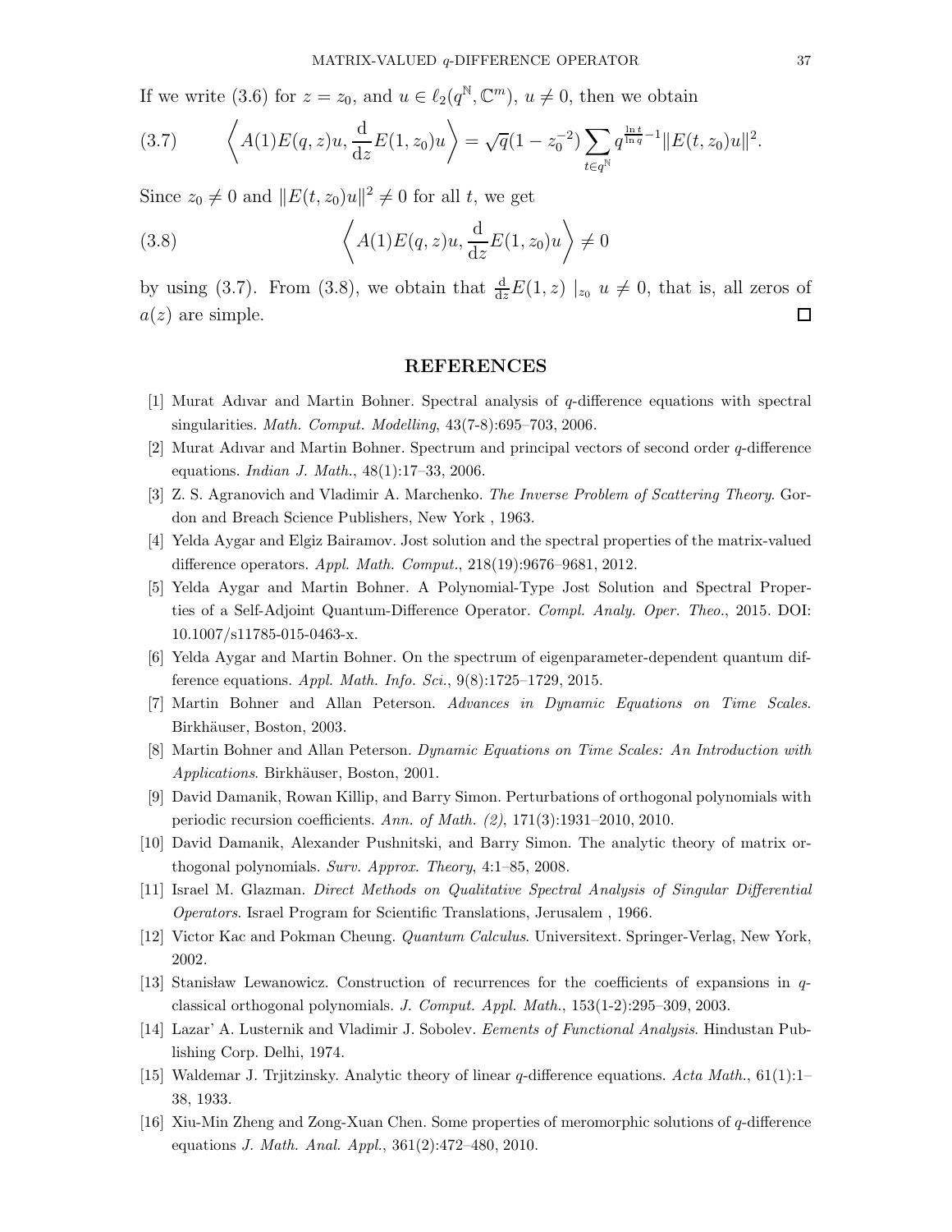If we write (3.6) for $z = z_0$, and $u \in \ell_2(q^{\mathbb{N}}, \mathbb{C}^m)$, $u \neq 0$, then we obtain

$$\left\langle A(1)E(q,z)u, \frac{\mathrm{d}}{\mathrm{d}z}E(1,z_0)u \right\rangle = \sqrt{q}(1 - z_0^{-2}) \sum_{t \in q^{\mathbb{N}}} q^{\frac{\ln t}{\ln q} - 1} \|E(t, z_0)u\|^2. \tag{3.7}$$

Since $z_0 \neq 0$ and $\|E(t, z_0)u\|^2 \neq 0$ for all $t$, we get

$$\left\langle A(1)E(q,z)u, \frac{\mathrm{d}}{\mathrm{d}z}E(1,z_0)u \right\rangle \neq 0 \tag{3.8}$$

by using (3.7). From (3.8), we obtain that $\frac{\mathrm{d}}{\mathrm{d}z}E(1,z) \mid_{z_0} u \neq 0$, that is, all zeros of $a(z)$ are simple. □

## REFERENCES

[1] Murat Adıvar and Martin Bohner. Spectral analysis of $q$-difference equations with spectral singularities. *Math. Comput. Modelling*, 43(7-8):695–703, 2006.

[2] Murat Adıvar and Martin Bohner. Spectrum and principal vectors of second order $q$-difference equations. *Indian J. Math.*, 48(1):17–33, 2006.

[3] Z. S. Agranovich and Vladimir A. Marchenko. *The Inverse Problem of Scattering Theory*. Gordon and Breach Science Publishers, New York , 1963.

[4] Yelda Aygar and Elgiz Bairamov. Jost solution and the spectral properties of the matrix-valued difference operators. *Appl. Math. Comput.*, 218(19):9676–9681, 2012.

[5] Yelda Aygar and Martin Bohner. A Polynomial-Type Jost Solution and Spectral Properties of a Self-Adjoint Quantum-Difference Operator. *Compl. Analy. Oper. Theo.*, 2015. DOI: 10.1007/s11785-015-0463-x.

[6] Yelda Aygar and Martin Bohner. On the spectrum of eigenparameter-dependent quantum difference equations. *Appl. Math. Info. Sci.*, 9(8):1725–1729, 2015.

[7] Martin Bohner and Allan Peterson. *Advances in Dynamic Equations on Time Scales*. Birkhäuser, Boston, 2003.

[8] Martin Bohner and Allan Peterson. *Dynamic Equations on Time Scales: An Introduction with Applications*. Birkhäuser, Boston, 2001.

[9] David Damanik, Rowan Killip, and Barry Simon. Perturbations of orthogonal polynomials with periodic recursion coefficients. *Ann. of Math. (2)*, 171(3):1931–2010, 2010.

[10] David Damanik, Alexander Pushnitski, and Barry Simon. The analytic theory of matrix orthogonal polynomials. *Surv. Approx. Theory*, 4:1–85, 2008.

[11] Israel M. Glazman. *Direct Methods on Qualitative Spectral Analysis of Singular Differential Operators*. Israel Program for Scientific Translations, Jerusalem , 1966.

[12] Victor Kac and Pokman Cheung. *Quantum Calculus*. Universitext. Springer-Verlag, New York, 2002.

[13] Stanisław Lewanowicz. Construction of recurrences for the coefficients of expansions in $q$-classical orthogonal polynomials. *J. Comput. Appl. Math.*, 153(1-2):295–309, 2003.

[14] Lazar' A. Lusternik and Vladimir J. Sobolev. *Eements of Functional Analysis*. Hindustan Publishing Corp. Delhi, 1974.

[15] Waldemar J. Trjitzinsky. Analytic theory of linear $q$-difference equations. *Acta Math.*, 61(1):1–38, 1933.

[16] Xiu-Min Zheng and Zong-Xuan Chen. Some properties of meromorphic solutions of $q$-difference equations *J. Math. Anal. Appl.*, 361(2):472–480, 2010.